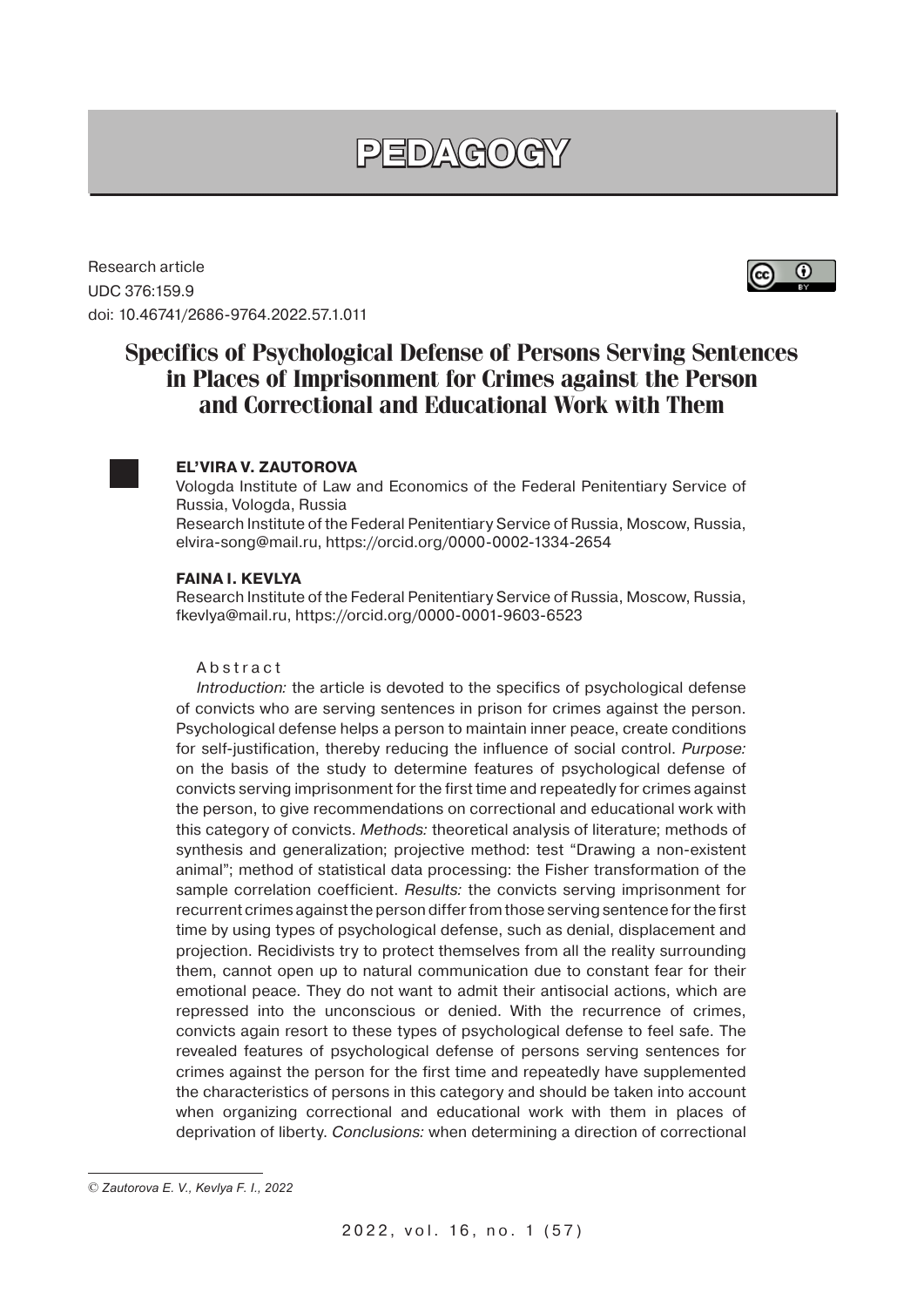# PEDAGOGY

Research article
UDC 376:159.9
doi: 10.46741/2686-9764.2022.57.1.011

## Specifics of Psychological Defense of Persons Serving Sentences in Places of Imprisonment for Crimes against the Person and Correctional and Educational Work with Them

**EL'VIRA V. ZAUTOROVA**
Vologda Institute of Law and Economics of the Federal Penitentiary Service of Russia, Vologda, Russia
Research Institute of the Federal Penitentiary Service of Russia, Moscow, Russia, elvira-song@mail.ru, https://orcid.org/0000-0002-1334-2654

**FAINA I. KEVLYA**
Research Institute of the Federal Penitentiary Service of Russia, Moscow, Russia, fkevlya@mail.ru, https://orcid.org/0000-0001-9603-6523

Abstract

*Introduction:* the article is devoted to the specifics of psychological defense of convicts who are serving sentences in prison for crimes against the person. Psychological defense helps a person to maintain inner peace, create conditions for self-justification, thereby reducing the influence of social control. *Purpose:* on the basis of the study to determine features of psychological defense of convicts serving imprisonment for the first time and repeatedly for crimes against the person, to give recommendations on correctional and educational work with this category of convicts. *Methods:* theoretical analysis of literature; methods of synthesis and generalization; projective method: test "Drawing a non-existent animal"; method of statistical data processing: the Fisher transformation of the sample correlation coefficient. *Results:* the convicts serving imprisonment for recurrent crimes against the person differ from those serving sentence for the first time by using types of psychological defense, such as denial, displacement and projection. Recidivists try to protect themselves from all the reality surrounding them, cannot open up to natural communication due to constant fear for their emotional peace. They do not want to admit their antisocial actions, which are repressed into the unconscious or denied. With the recurrence of crimes, convicts again resort to these types of psychological defense to feel safe. The revealed features of psychological defense of persons serving sentences for crimes against the person for the first time and repeatedly have supplemented the characteristics of persons in this category and should be taken into account when organizing correctional and educational work with them in places of deprivation of liberty. *Conclusions:* when determining a direction of correctional

© *Zautorova E. V., Kevlya F. I., 2022*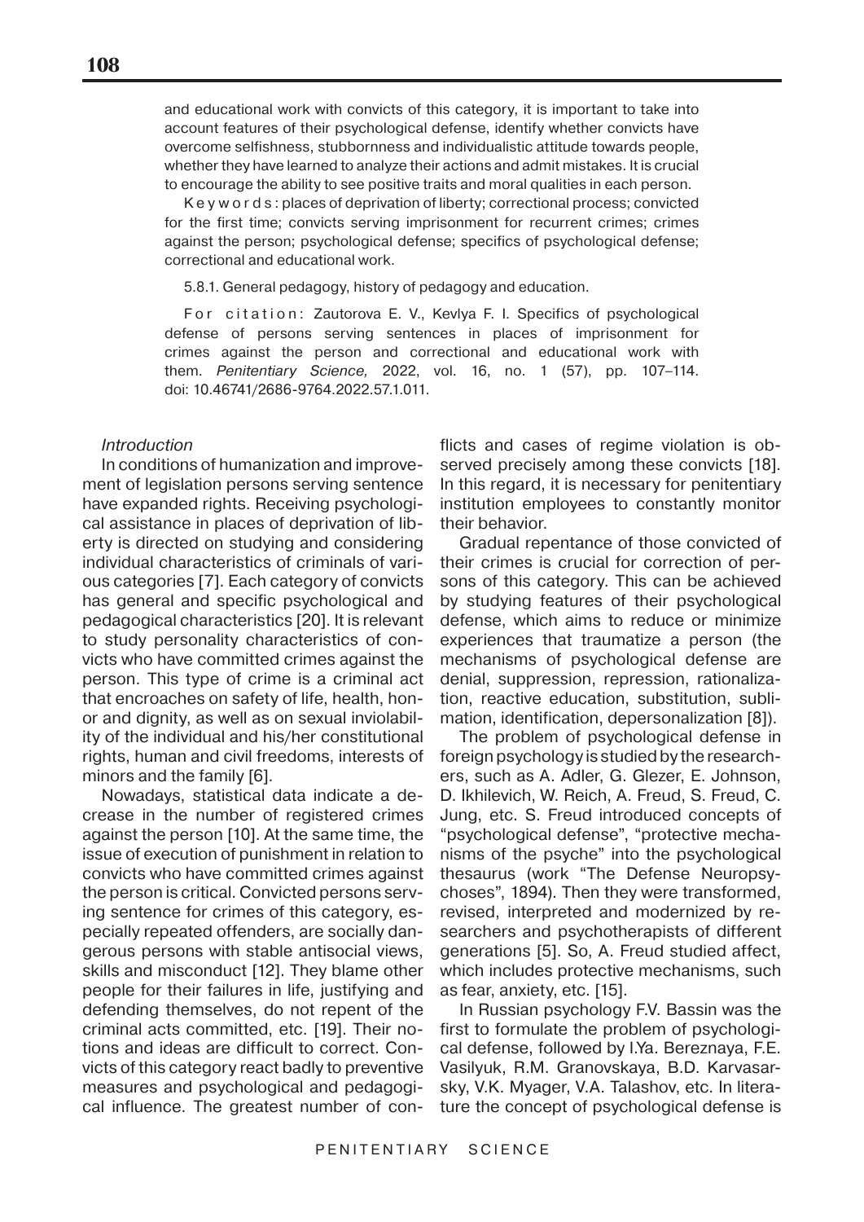and educational work with convicts of this category, it is important to take into account features of their psychological defense, identify whether convicts have overcome selfishness, stubbornness and individualistic attitude towards people, whether they have learned to analyze their actions and admit mistakes. It is crucial to encourage the ability to see positive traits and moral qualities in each person.

Keywords: places of deprivation of liberty; correctional process; convicted for the first time; convicts serving imprisonment for recurrent crimes; crimes against the person; psychological defense; specifics of psychological defense; correctional and educational work.

5.8.1. General pedagogy, history of pedagogy and education.

For citation: Zautorova E. V., Kevlya F. I. Specifics of psychological defense of persons serving sentences in places of imprisonment for crimes against the person and correctional and educational work with them. *Penitentiary Science,* 2022, vol. 16, no. 1 (57), pp. 107–114. doi: 10.46741/2686-9764.2022.57.1.011.

*Introduction*

In conditions of humanization and improvement of legislation persons serving sentence have expanded rights. Receiving psychological assistance in places of deprivation of liberty is directed on studying and considering individual characteristics of criminals of various categories [7]. Each category of convicts has general and specific psychological and pedagogical characteristics [20]. It is relevant to study personality characteristics of convicts who have committed crimes against the person. This type of crime is a criminal act that encroaches on safety of life, health, honor and dignity, as well as on sexual inviolability of the individual and his/her constitutional rights, human and civil freedoms, interests of minors and the family [6].

Nowadays, statistical data indicate a decrease in the number of registered crimes against the person [10]. At the same time, the issue of execution of punishment in relation to convicts who have committed crimes against the person is critical. Convicted persons serving sentence for crimes of this category, especially repeated offenders, are socially dangerous persons with stable antisocial views, skills and misconduct [12]. They blame other people for their failures in life, justifying and defending themselves, do not repent of the criminal acts committed, etc. [19]. Their notions and ideas are difficult to correct. Convicts of this category react badly to preventive measures and psychological and pedagogical influence. The greatest number of conflicts and cases of regime violation is observed precisely among these convicts [18]. In this regard, it is necessary for penitentiary institution employees to constantly monitor their behavior.

Gradual repentance of those convicted of their crimes is crucial for correction of persons of this category. This can be achieved by studying features of their psychological defense, which aims to reduce or minimize experiences that traumatize a person (the mechanisms of psychological defense are denial, suppression, repression, rationalization, reactive education, substitution, sublimation, identification, depersonalization [8]).

The problem of psychological defense in foreign psychology is studied by the researchers, such as A. Adler, G. Glezer, E. Johnson, D. Ikhilevich, W. Reich, A. Freud, S. Freud, C. Jung, etc. S. Freud introduced concepts of "psychological defense", "protective mechanisms of the psyche" into the psychological thesaurus (work "The Defense Neuropsychoses", 1894). Then they were transformed, revised, interpreted and modernized by researchers and psychotherapists of different generations [5]. So, A. Freud studied affect, which includes protective mechanisms, such as fear, anxiety, etc. [15].

In Russian psychology F.V. Bassin was the first to formulate the problem of psychological defense, followed by I.Ya. Bereznaya, F.E. Vasilyuk, R.M. Granovskaya, B.D. Karvasarsky, V.K. Myager, V.A. Talashov, etc. In literature the concept of psychological defense is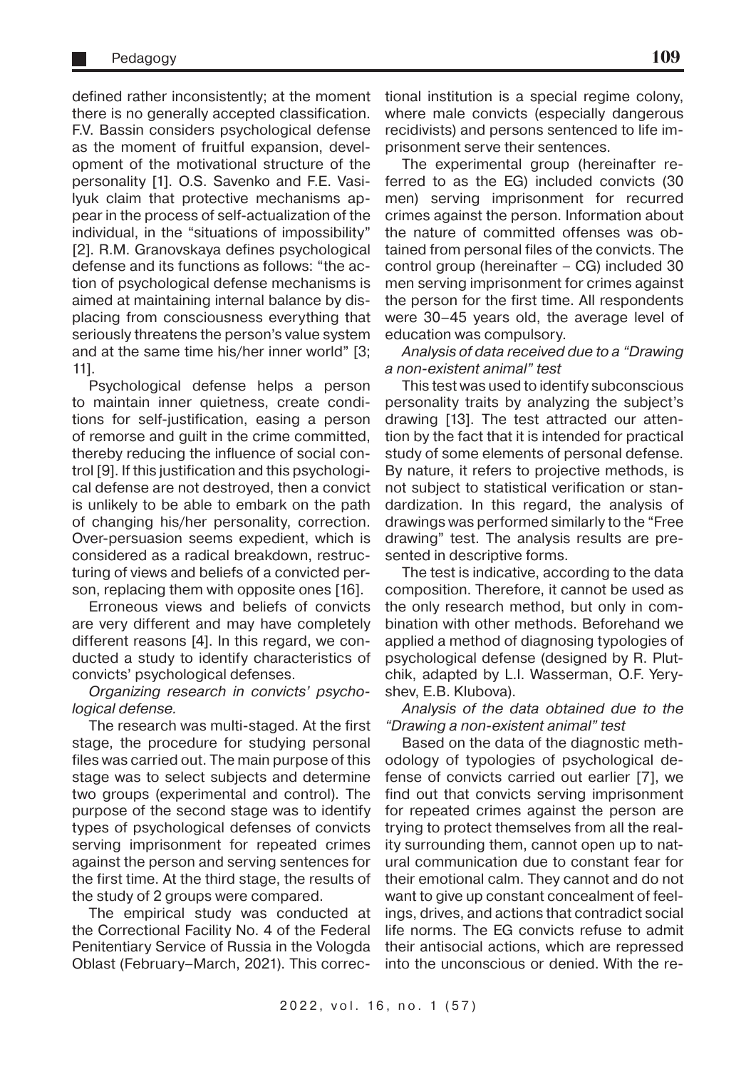defined rather inconsistently; at the moment there is no generally accepted classification. F.V. Bassin considers psychological defense as the moment of fruitful expansion, development of the motivational structure of the personality [1]. O.S. Savenko and F.E. Vasilyuk claim that protective mechanisms appear in the process of self-actualization of the individual, in the "situations of impossibility" [2]. R.M. Granovskaya defines psychological defense and its functions as follows: "the action of psychological defense mechanisms is aimed at maintaining internal balance by displacing from consciousness everything that seriously threatens the person's value system and at the same time his/her inner world" [3; 11].

Psychological defense helps a person to maintain inner quietness, create conditions for self-justification, easing a person of remorse and guilt in the crime committed, thereby reducing the influence of social control [9]. If this justification and this psychological defense are not destroyed, then a convict is unlikely to be able to embark on the path of changing his/her personality, correction. Over-persuasion seems expedient, which is considered as a radical breakdown, restructuring of views and beliefs of a convicted person, replacing them with opposite ones [16].

Erroneous views and beliefs of convicts are very different and may have completely different reasons [4]. In this regard, we conducted a study to identify characteristics of convicts' psychological defenses.

*Organizing research in convicts' psychological defense.*

The research was multi-staged. At the first stage, the procedure for studying personal files was carried out. The main purpose of this stage was to select subjects and determine two groups (experimental and control). The purpose of the second stage was to identify types of psychological defenses of convicts serving imprisonment for repeated crimes against the person and serving sentences for the first time. At the third stage, the results of the study of 2 groups were compared.

The empirical study was conducted at the Correctional Facility No. 4 of the Federal Penitentiary Service of Russia in the Vologda Oblast (February–March, 2021). This correctional institution is a special regime colony, where male convicts (especially dangerous recidivists) and persons sentenced to life imprisonment serve their sentences.

The experimental group (hereinafter referred to as the EG) included convicts (30 men) serving imprisonment for recurred crimes against the person. Information about the nature of committed offenses was obtained from personal files of the convicts. The control group (hereinafter – CG) included 30 men serving imprisonment for crimes against the person for the first time. All respondents were 30–45 years old, the average level of education was compulsory.

*Analysis of data received due to a "Drawing a non-existent animal" test*

This test was used to identify subconscious personality traits by analyzing the subject's drawing [13]. The test attracted our attention by the fact that it is intended for practical study of some elements of personal defense. By nature, it refers to projective methods, is not subject to statistical verification or standardization. In this regard, the analysis of drawings was performed similarly to the "Free drawing" test. The analysis results are presented in descriptive forms.

The test is indicative, according to the data composition. Therefore, it cannot be used as the only research method, but only in combination with other methods. Beforehand we applied a method of diagnosing typologies of psychological defense (designed by R. Plutchik, adapted by L.I. Wasserman, O.F. Yeryshev, E.B. Klubova).

*Analysis of the data obtained due to the "Drawing a non-existent animal" test*

Based on the data of the diagnostic methodology of typologies of psychological defense of convicts carried out earlier [7], we find out that convicts serving imprisonment for repeated crimes against the person are trying to protect themselves from all the reality surrounding them, cannot open up to natural communication due to constant fear for their emotional calm. They cannot and do not want to give up constant concealment of feelings, drives, and actions that contradict social life norms. The EG convicts refuse to admit their antisocial actions, which are repressed into the unconscious or denied. With the re-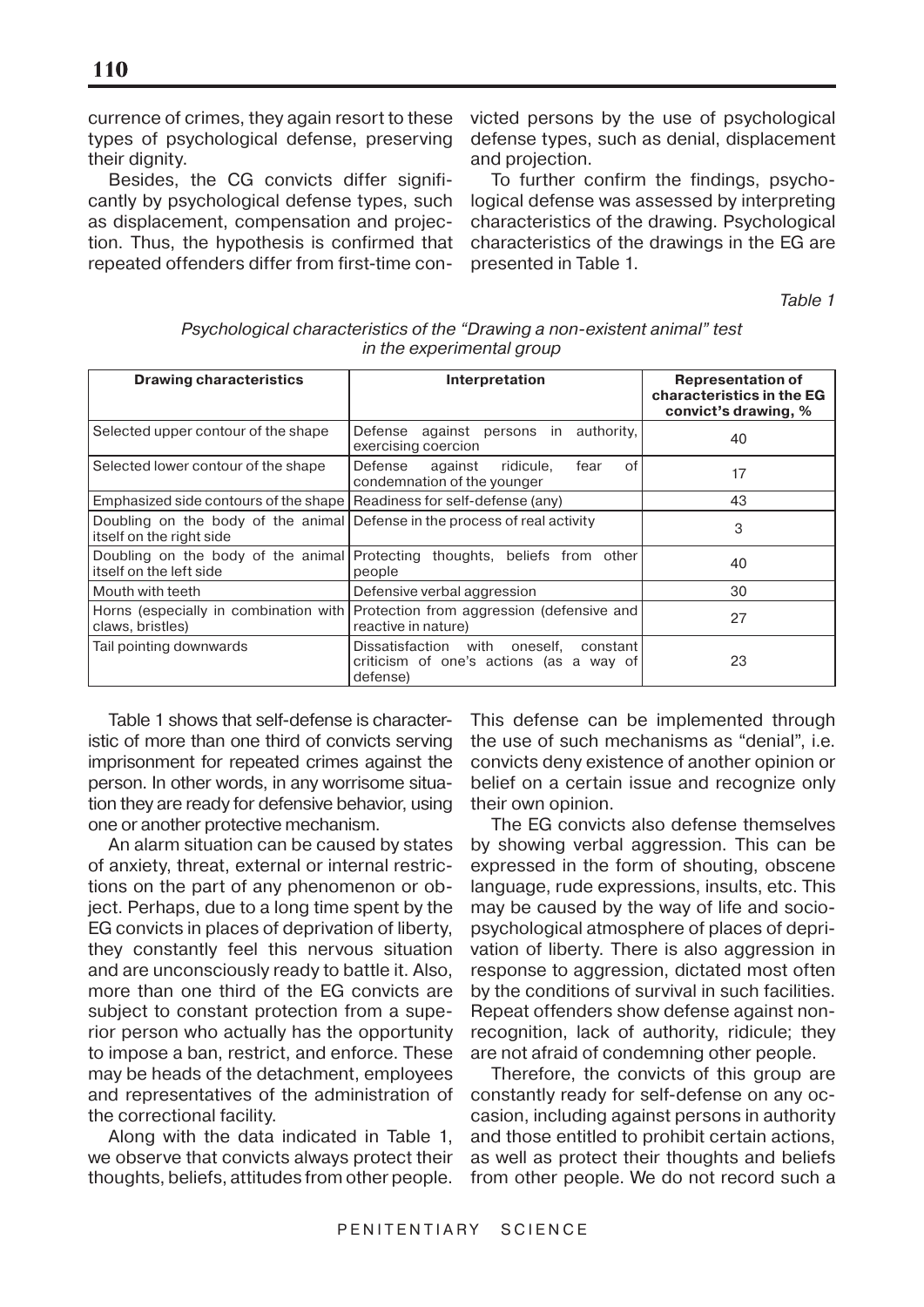currence of crimes, they again resort to these types of psychological defense, preserving their dignity.

Besides, the CG convicts differ significantly by psychological defense types, such as displacement, compensation and projection. Thus, the hypothesis is confirmed that repeated offenders differ from first-time convicted persons by the use of psychological defense types, such as denial, displacement and projection.

To further confirm the findings, psychological defense was assessed by interpreting characteristics of the drawing. Psychological characteristics of the drawings in the EG are presented in Table 1.

*Table 1*

*Psychological characteristics of the "Drawing a non-existent animal" test in the experimental group*

| **Drawing characteristics** | **Interpretation** | **Representation of characteristics in the EG convict's drawing, %** |
|---|---|---|
| Selected upper contour of the shape | Defense against persons in authority, exercising coercion | 40 |
| Selected lower contour of the shape | Defense against ridicule, fear of condemnation of the younger | 17 |
| Emphasized side contours of the shape | Readiness for self-defense (any) | 43 |
| Doubling on the body of the animal itself on the right side | Defense in the process of real activity | 3 |
| Doubling on the body of the animal itself on the left side | Protecting thoughts, beliefs from other people | 40 |
| Mouth with teeth | Defensive verbal aggression | 30 |
| Horns (especially in combination with claws, bristles) | Protection from aggression (defensive and reactive in nature) | 27 |
| Tail pointing downwards | Dissatisfaction with oneself, constant criticism of one's actions (as a way of defense) | 23 |

Table 1 shows that self-defense is characteristic of more than one third of convicts serving imprisonment for repeated crimes against the person. In other words, in any worrisome situation they are ready for defensive behavior, using one or another protective mechanism.

An alarm situation can be caused by states of anxiety, threat, external or internal restrictions on the part of any phenomenon or object. Perhaps, due to a long time spent by the EG convicts in places of deprivation of liberty, they constantly feel this nervous situation and are unconsciously ready to battle it. Also, more than one third of the EG convicts are subject to constant protection from a superior person who actually has the opportunity to impose a ban, restrict, and enforce. These may be heads of the detachment, employees and representatives of the administration of the correctional facility.

Along with the data indicated in Table 1, we observe that convicts always protect their thoughts, beliefs, attitudes from other people. This defense can be implemented through the use of such mechanisms as "denial", i.e. convicts deny existence of another opinion or belief on a certain issue and recognize only their own opinion.

The EG convicts also defense themselves by showing verbal aggression. This can be expressed in the form of shouting, obscene language, rude expressions, insults, etc. This may be caused by the way of life and socio-psychological atmosphere of places of deprivation of liberty. There is also aggression in response to aggression, dictated most often by the conditions of survival in such facilities. Repeat offenders show defense against non-recognition, lack of authority, ridicule; they are not afraid of condemning other people.

Therefore, the convicts of this group are constantly ready for self-defense on any occasion, including against persons in authority and those entitled to prohibit certain actions, as well as protect their thoughts and beliefs from other people. We do not record such a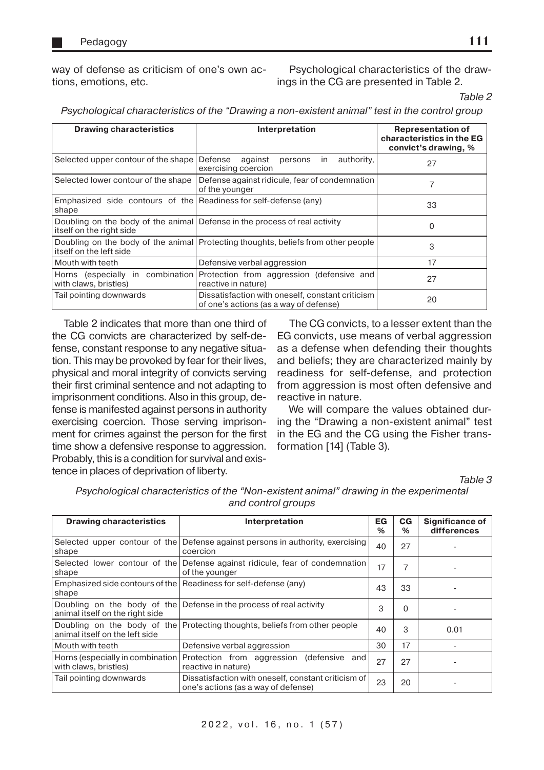way of defense as criticism of one's own actions, emotions, etc.

Psychological characteristics of the drawings in the CG are presented in Table 2.

*Table 2*

*Psychological characteristics of the "Drawing a non-existent animal" test in the control group*

| Drawing characteristics | Interpretation | Representation of characteristics in the EG convict's drawing, % |
|---|---|---|
| Selected upper contour of the shape | Defense against persons in authority, exercising coercion | 27 |
| Selected lower contour of the shape | Defense against ridicule, fear of condemnation of the younger | 7 |
| Emphasized side contours of the shape | Readiness for self-defense (any) | 33 |
| Doubling on the body of the animal itself on the right side | Defense in the process of real activity | 0 |
| Doubling on the body of the animal itself on the left side | Protecting thoughts, beliefs from other people | 3 |
| Mouth with teeth | Defensive verbal aggression | 17 |
| Horns (especially in combination with claws, bristles) | Protection from aggression (defensive and reactive in nature) | 27 |
| Tail pointing downwards | Dissatisfaction with oneself, constant criticism of one's actions (as a way of defense) | 20 |

Table 2 indicates that more than one third of the CG convicts are characterized by self-defense, constant response to any negative situation. This may be provoked by fear for their lives, physical and moral integrity of convicts serving their first criminal sentence and not adapting to imprisonment conditions. Also in this group, defense is manifested against persons in authority exercising coercion. Those serving imprisonment for crimes against the person for the first time show a defensive response to aggression. Probably, this is a condition for survival and existence in places of deprivation of liberty.

The CG convicts, to a lesser extent than the EG convicts, use means of verbal aggression as a defense when defending their thoughts and beliefs; they are characterized mainly by readiness for self-defense, and protection from aggression is most often defensive and reactive in nature.

We will compare the values obtained during the "Drawing a non-existent animal" test in the EG and the CG using the Fisher transformation [14] (Table 3).

*Table 3*

*Psychological characteristics of the "Non-existent animal" drawing in the experimental and control groups*

| Drawing characteristics | Interpretation | EG % | CG % | Significance of differences |
|---|---|---|---|---|
| Selected upper contour of the shape | Defense against persons in authority, exercising coercion | 40 | 27 | - |
| Selected lower contour of the shape | Defense against ridicule, fear of condemnation of the younger | 17 | 7 | - |
| Emphasized side contours of the shape | Readiness for self-defense (any) | 43 | 33 | - |
| Doubling on the body of the animal itself on the right side | Defense in the process of real activity | 3 | 0 | - |
| Doubling on the body of the animal itself on the left side | Protecting thoughts, beliefs from other people | 40 | 3 | 0.01 |
| Mouth with teeth | Defensive verbal aggression | 30 | 17 | - |
| Horns (especially in combination with claws, bristles) | Protection from aggression (defensive and reactive in nature) | 27 | 27 | - |
| Tail pointing downwards | Dissatisfaction with oneself, constant criticism of one's actions (as a way of defense) | 23 | 20 | - |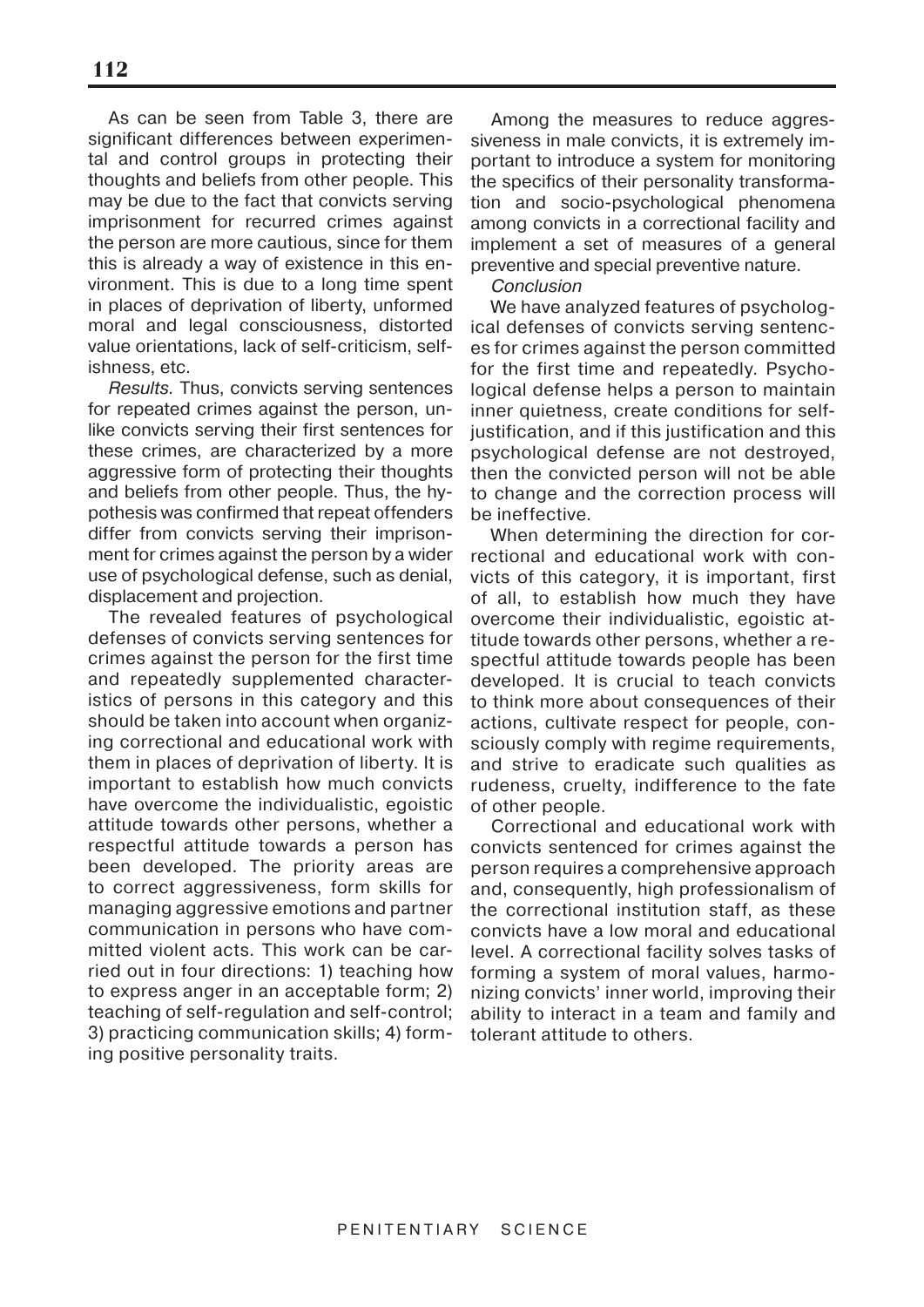As can be seen from Table 3, there are significant differences between experimental and control groups in protecting their thoughts and beliefs from other people. This may be due to the fact that convicts serving imprisonment for recurred crimes against the person are more cautious, since for them this is already a way of existence in this environment. This is due to a long time spent in places of deprivation of liberty, unformed moral and legal consciousness, distorted value orientations, lack of self-criticism, selfishness, etc.

*Results.* Thus, convicts serving sentences for repeated crimes against the person, unlike convicts serving their first sentences for these crimes, are characterized by a more aggressive form of protecting their thoughts and beliefs from other people. Thus, the hypothesis was confirmed that repeat offenders differ from convicts serving their imprisonment for crimes against the person by a wider use of psychological defense, such as denial, displacement and projection.

The revealed features of psychological defenses of convicts serving sentences for crimes against the person for the first time and repeatedly supplemented characteristics of persons in this category and this should be taken into account when organizing correctional and educational work with them in places of deprivation of liberty. It is important to establish how much convicts have overcome the individualistic, egoistic attitude towards other persons, whether a respectful attitude towards a person has been developed. The priority areas are to correct aggressiveness, form skills for managing aggressive emotions and partner communication in persons who have committed violent acts. This work can be carried out in four directions: 1) teaching how to express anger in an acceptable form; 2) teaching of self-regulation and self-control; 3) practicing communication skills; 4) forming positive personality traits.

Among the measures to reduce aggressiveness in male convicts, it is extremely important to introduce a system for monitoring the specifics of their personality transformation and socio-psychological phenomena among convicts in a correctional facility and implement a set of measures of a general preventive and special preventive nature.

*Conclusion*

We have analyzed features of psychological defenses of convicts serving sentences for crimes against the person committed for the first time and repeatedly. Psychological defense helps a person to maintain inner quietness, create conditions for self-justification, and if this justification and this psychological defense are not destroyed, then the convicted person will not be able to change and the correction process will be ineffective.

When determining the direction for correctional and educational work with convicts of this category, it is important, first of all, to establish how much they have overcome their individualistic, egoistic attitude towards other persons, whether a respectful attitude towards people has been developed. It is crucial to teach convicts to think more about consequences of their actions, cultivate respect for people, consciously comply with regime requirements, and strive to eradicate such qualities as rudeness, cruelty, indifference to the fate of other people.

Correctional and educational work with convicts sentenced for crimes against the person requires a comprehensive approach and, consequently, high professionalism of the correctional institution staff, as these convicts have a low moral and educational level. A correctional facility solves tasks of forming a system of moral values, harmonizing convicts' inner world, improving their ability to interact in a team and family and tolerant attitude to others.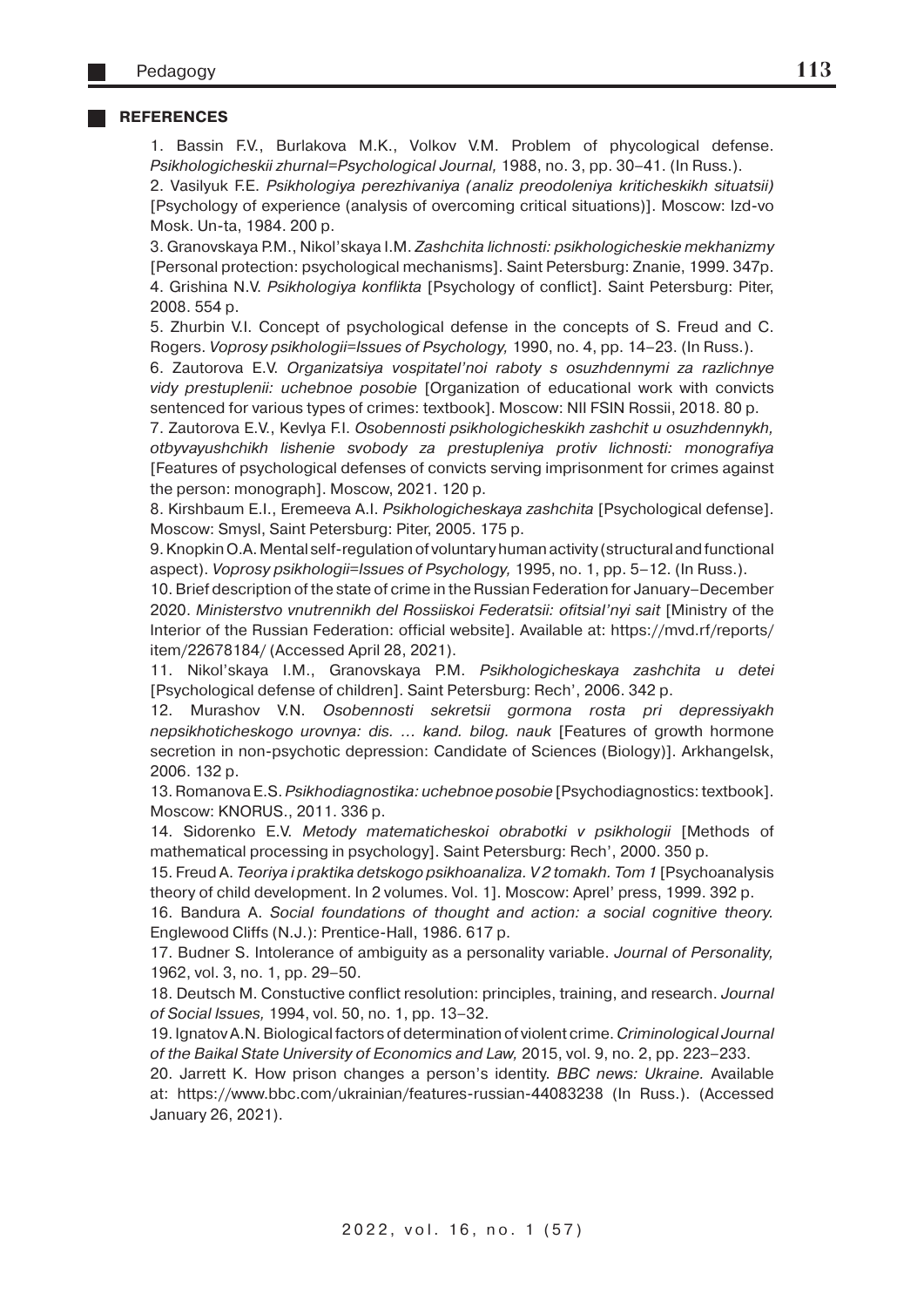## REFERENCES

1. Bassin F.V., Burlakova M.K., Volkov V.M. Problem of phycological defense. *Psikhologicheskii zhurnal=Psychological Journal,* 1988, no. 3, pp. 30–41. (In Russ.).
2. Vasilyuk F.E. *Psikhologiya perezhivaniya (analiz preodoleniya kriticheskikh situatsii)* [Psychology of experience (analysis of overcoming critical situations)]. Moscow: Izd-vo Mosk. Un-ta, 1984. 200 p.
3. Granovskaya P.M., Nikol'skaya I.M. *Zashchita lichnosti: psikhologicheskie mekhanizmy* [Personal protection: psychological mechanisms]. Saint Petersburg: Znanie, 1999. 347p.
4. Grishina N.V. *Psikhologiya konflikta* [Psychology of conflict]. Saint Petersburg: Piter, 2008. 554 p.
5. Zhurbin V.I. Concept of psychological defense in the concepts of S. Freud and C. Rogers. *Voprosy psikhologii=Issues of Psychology,* 1990, no. 4, pp. 14–23. (In Russ.).
6. Zautorova E.V. *Organizatsiya vospitatel'noi raboty s osuzhdennymi za razlichnye vidy prestuplenii: uchebnoe posobie* [Organization of educational work with convicts sentenced for various types of crimes: textbook]. Moscow: NII FSIN Rossii, 2018. 80 p.
7. Zautorova E.V., Kevlya F.I. *Osobennosti psikhologicheskikh zashchit u osuzhdennykh, otbyvayushchikh lishenie svobody za prestupleniya protiv lichnosti: monografiya* [Features of psychological defenses of convicts serving imprisonment for crimes against the person: monograph]. Moscow, 2021. 120 p.
8. Kirshbaum E.I., Eremeeva A.I. *Psikhologicheskaya zashchita* [Psychological defense]. Moscow: Smysl, Saint Petersburg: Piter, 2005. 175 p.
9. Knopkin O.A. Mental self-regulation of voluntary human activity (structural and functional aspect). *Voprosy psikhologii=Issues of Psychology,* 1995, no. 1, pp. 5–12. (In Russ.).
10. Brief description of the state of crime in the Russian Federation for January–December 2020. *Ministerstvo vnutrennikh del Rossiiskoi Federatsii: ofitsial'nyi sait* [Ministry of the Interior of the Russian Federation: official website]. Available at: https://mvd.rf/reports/item/22678184/ (Accessed April 28, 2021).
11. Nikol'skaya I.M., Granovskaya P.M. *Psikhologicheskaya zashchita u detei* [Psychological defense of children]. Saint Petersburg: Rech', 2006. 342 p.
12. Murashov V.N. *Osobennosti sekretsii gormona rosta pri depressiyakh nepsikhoticheskogo urovnya: dis. … kand. bilog. nauk* [Features of growth hormone secretion in non-psychotic depression: Candidate of Sciences (Biology)]. Arkhangelsk, 2006. 132 p.
13. Romanova E.S. *Psikhodiagnostika: uchebnoe posobie* [Psychodiagnostics: textbook]. Moscow: KNORUS., 2011. 336 p.
14. Sidorenko E.V. *Metody matematicheskoi obrabotki v psikhologii* [Methods of mathematical processing in psychology]. Saint Petersburg: Rech', 2000. 350 p.
15. Freud A. *Teoriya i praktika detskogo psikhoanaliza. V 2 tomakh. Tom 1* [Psychoanalysis theory of child development. In 2 volumes. Vol. 1]. Moscow: Aprel' press, 1999. 392 p.
16. Bandura A. *Social foundations of thought and action: a social cognitive theory.* Englewood Cliffs (N.J.): Prentice-Hall, 1986. 617 p.
17. Budner S. Intolerance of ambiguity as a personality variable. *Journal of Personality,* 1962, vol. 3, no. 1, pp. 29–50.
18. Deutsch M. Constuctive conflict resolution: principles, training, and research. *Journal of Social Issues,* 1994, vol. 50, no. 1, pp. 13–32.
19. Ignatov A.N. Biological factors of determination of violent crime. *Criminological Journal of the Baikal State University of Economics and Law,* 2015, vol. 9, no. 2, pp. 223–233.
20. Jarrett K. How prison changes a person's identity. *BBC news: Ukraine.* Available at: https://www.bbc.com/ukrainian/features-russian-44083238 (In Russ.). (Accessed January 26, 2021).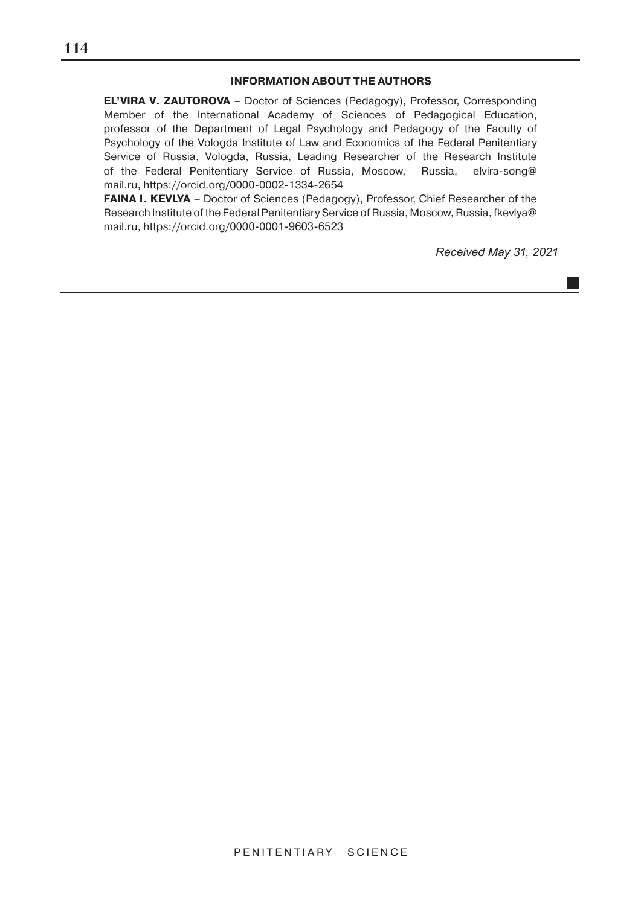### INFORMATION ABOUT THE AUTHORS

**EL'VIRA V. ZAUTOROVA** – Doctor of Sciences (Pedagogy), Professor, Corresponding Member of the International Academy of Sciences of Pedagogical Education, professor of the Department of Legal Psychology and Pedagogy of the Faculty of Psychology of the Vologda Institute of Law and Economics of the Federal Penitentiary Service of Russia, Vologda, Russia, Leading Researcher of the Research Institute of the Federal Penitentiary Service of Russia, Moscow, Russia, elvira-song@mail.ru, https://orcid.org/0000-0002-1334-2654

**FAINA I. KEVLYA** – Doctor of Sciences (Pedagogy), Professor, Chief Researcher of the Research Institute of the Federal Penitentiary Service of Russia, Moscow, Russia, fkevlya@mail.ru, https://orcid.org/0000-0001-9603-6523

*Received May 31, 2021*